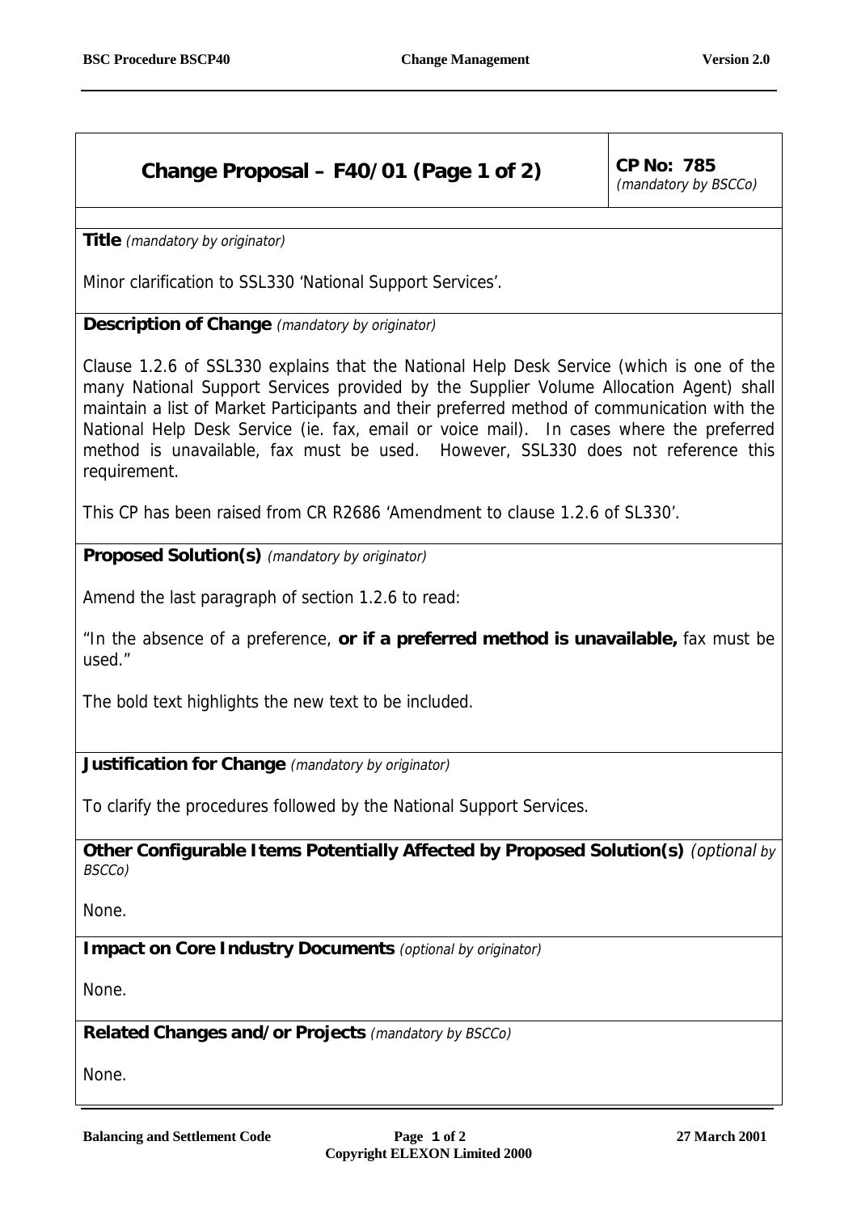## Change Proposal – F40/01 (Page 1 of 2)

**CP No: 785**
*(mandatory by BSCCo)*

**Title** *(mandatory by originator)*

Minor clarification to SSL330 'National Support Services'.

**Description of Change** *(mandatory by originator)*

Clause 1.2.6 of SSL330 explains that the National Help Desk Service (which is one of the many National Support Services provided by the Supplier Volume Allocation Agent) shall maintain a list of Market Participants and their preferred method of communication with the National Help Desk Service (ie. fax, email or voice mail). In cases where the preferred method is unavailable, fax must be used. However, SSL330 does not reference this requirement.

This CP has been raised from CR R2686 'Amendment to clause 1.2.6 of SL330'.

**Proposed Solution(s)** *(mandatory by originator)*

Amend the last paragraph of section 1.2.6 to read:

"In the absence of a preference, **or if a preferred method is unavailable,** fax must be used."

The bold text highlights the new text to be included.

**Justification for Change** *(mandatory by originator)*

To clarify the procedures followed by the National Support Services.

**Other Configurable Items Potentially Affected by Proposed Solution(s)** *(optional by BSCCo)*

None.

**Impact on Core Industry Documents** *(optional by originator)*

None.

**Related Changes and/or Projects** *(mandatory by BSCCo)*

None.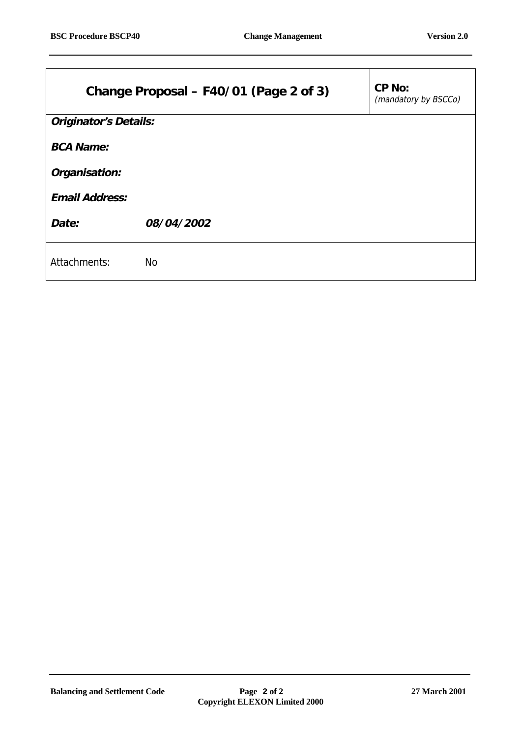| Change Proposal – F40/01 (Page 2 of 3) | **CP No:** *(mandatory by BSCCo)* |
|---|---|
| ***Originator's Details:*** | |
| ***BCA Name:*** | |
| ***Organisation:*** | |
| ***Email Address:*** | |
| ***Date:*** ***08/04/2002*** | |
| Attachments: No | |